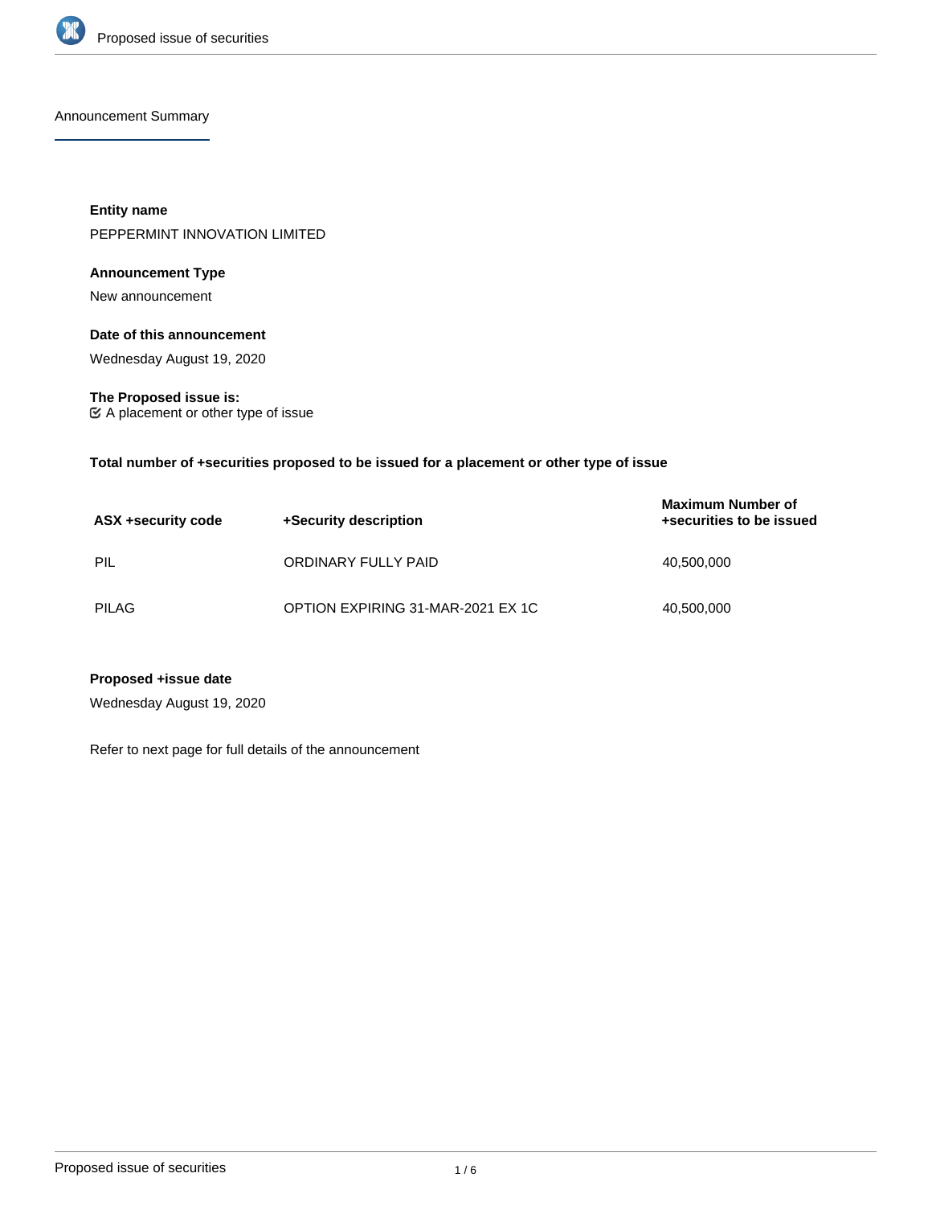## Announcement Summary

**Entity name**

PEPPERMINT INNOVATION LIMITED

**Announcement Type**

New announcement

**Date of this announcement**

Wednesday August 19, 2020

**The Proposed issue is:**

☑ A placement or other type of issue

**Total number of +securities proposed to be issued for a placement or other type of issue**

| ASX +security code | +Security description | Maximum Number of +securities to be issued |
|---|---|---|
| PIL | ORDINARY FULLY PAID | 40,500,000 |
| PILAG | OPTION EXPIRING 31-MAR-2021 EX 1C | 40,500,000 |

**Proposed +issue date**

Wednesday August 19, 2020

Refer to next page for full details of the announcement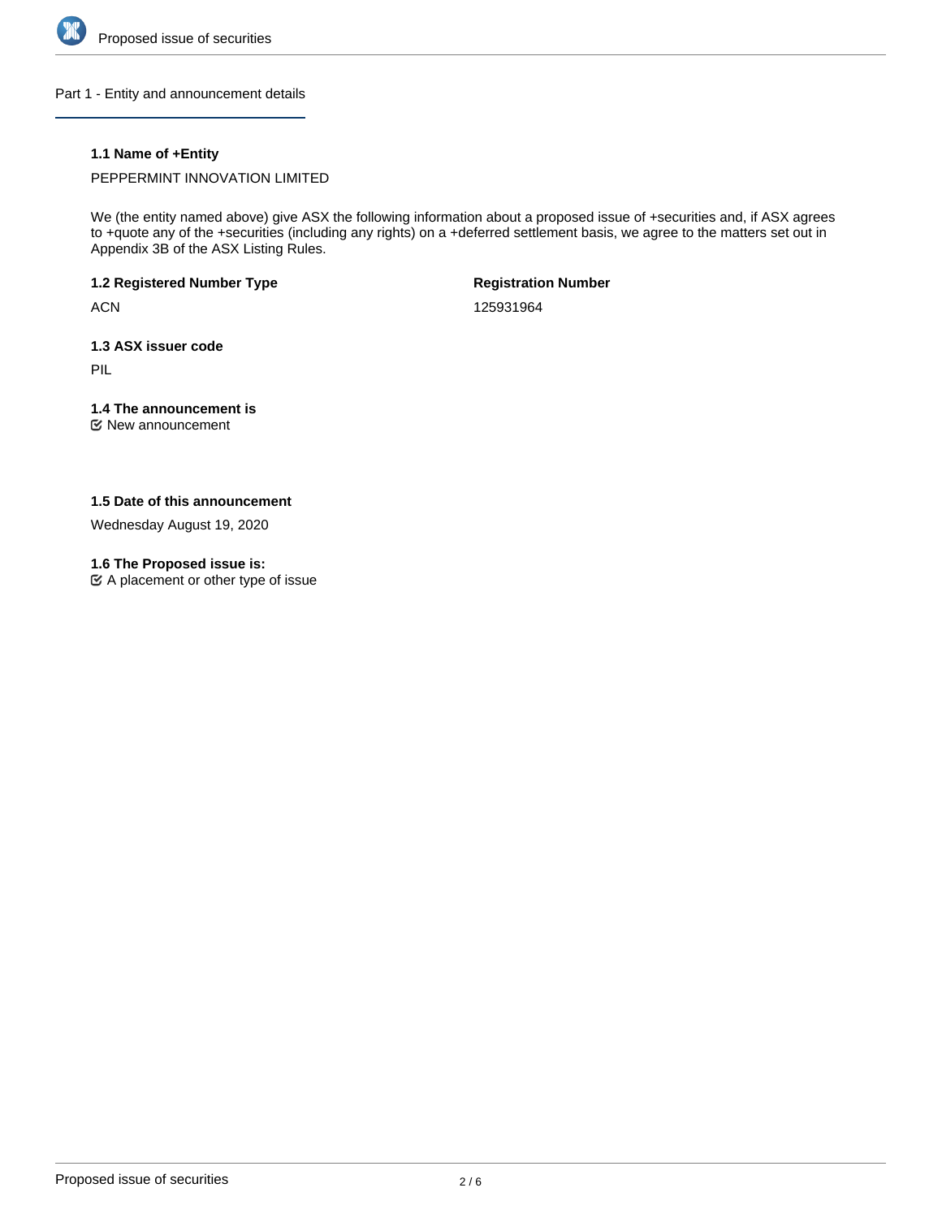## Part 1 - Entity and announcement details

**1.1 Name of +Entity**

PEPPERMINT INNOVATION LIMITED

We (the entity named above) give ASX the following information about a proposed issue of +securities and, if ASX agrees to +quote any of the +securities (including any rights) on a +deferred settlement basis, we agree to the matters set out in Appendix 3B of the ASX Listing Rules.

**1.2 Registered Number Type**

ACN

**Registration Number**

125931964

**1.3 ASX issuer code**

PIL

**1.4 The announcement is**

☑ New announcement

**1.5 Date of this announcement**

Wednesday August 19, 2020

**1.6 The Proposed issue is:**

☑ A placement or other type of issue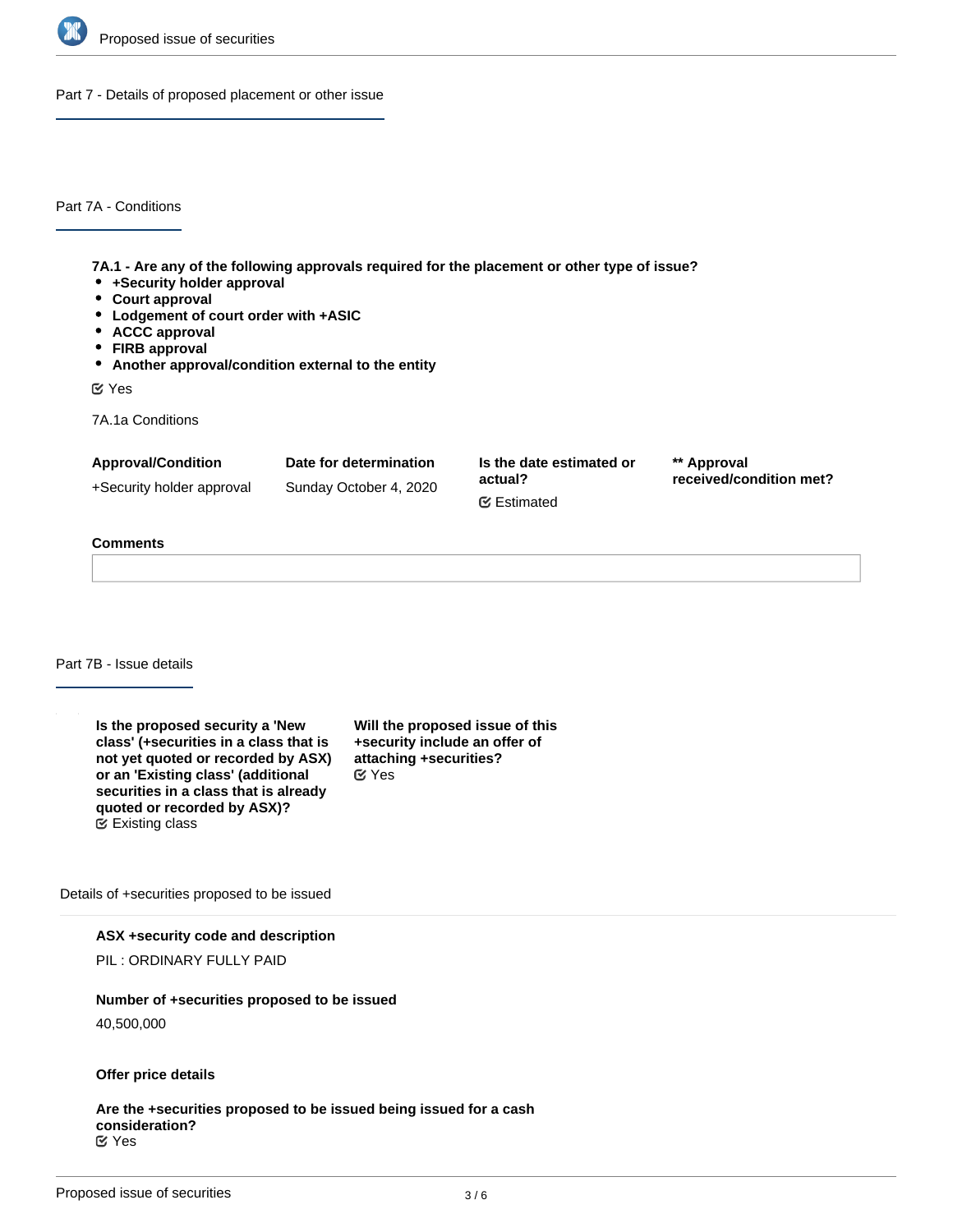## Part 7 - Details of proposed placement or other issue

### Part 7A - Conditions

**7A.1 - Are any of the following approvals required for the placement or other type of issue?**

- **+Security holder approval**
- **Court approval**
- **Lodgement of court order with +ASIC**
- **ACCC approval**
- **FIRB approval**
- **Another approval/condition external to the entity**

Yes

7A.1a Conditions

| Approval/Condition | Date for determination | Is the date estimated or actual? | ** Approval received/condition met? |
|---|---|---|---|
| +Security holder approval | Sunday October 4, 2020 | Estimated | |

**Comments**

### Part 7B - Issue details

**Is the proposed security a 'New class' (+securities in a class that is not yet quoted or recorded by ASX) or an 'Existing class' (additional securities in a class that is already quoted or recorded by ASX)?**
Existing class

**Will the proposed issue of this +security include an offer of attaching +securities?**
Yes

Details of +securities proposed to be issued

**ASX +security code and description**

PIL : ORDINARY FULLY PAID

**Number of +securities proposed to be issued**

40,500,000

**Offer price details**

**Are the +securities proposed to be issued being issued for a cash consideration?**
Yes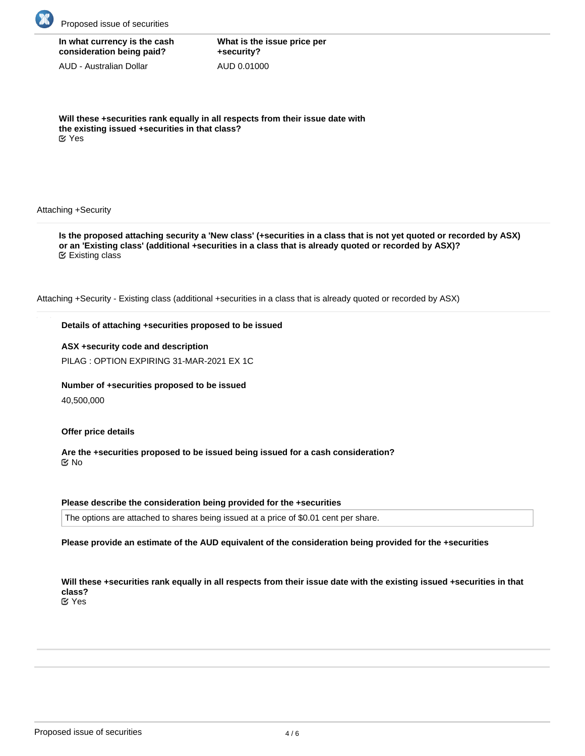**In what currency is the cash consideration being paid?**

AUD - Australian Dollar

**What is the issue price per +security?**

AUD 0.01000

**Will these +securities rank equally in all respects from their issue date with the existing issued +securities in that class?**

☑ Yes

Attaching +Security

**Is the proposed attaching security a 'New class' (+securities in a class that is not yet quoted or recorded by ASX) or an 'Existing class' (additional +securities in a class that is already quoted or recorded by ASX)?**

☑ Existing class

Attaching +Security - Existing class (additional +securities in a class that is already quoted or recorded by ASX)

**Details of attaching +securities proposed to be issued**

**ASX +security code and description**

PILAG : OPTION EXPIRING 31-MAR-2021 EX 1C

**Number of +securities proposed to be issued**

40,500,000

**Offer price details**

**Are the +securities proposed to be issued being issued for a cash consideration?**

☑ No

**Please describe the consideration being provided for the +securities**

The options are attached to shares being issued at a price of $0.01 cent per share.

**Please provide an estimate of the AUD equivalent of the consideration being provided for the +securities**

**Will these +securities rank equally in all respects from their issue date with the existing issued +securities in that class?**

☑ Yes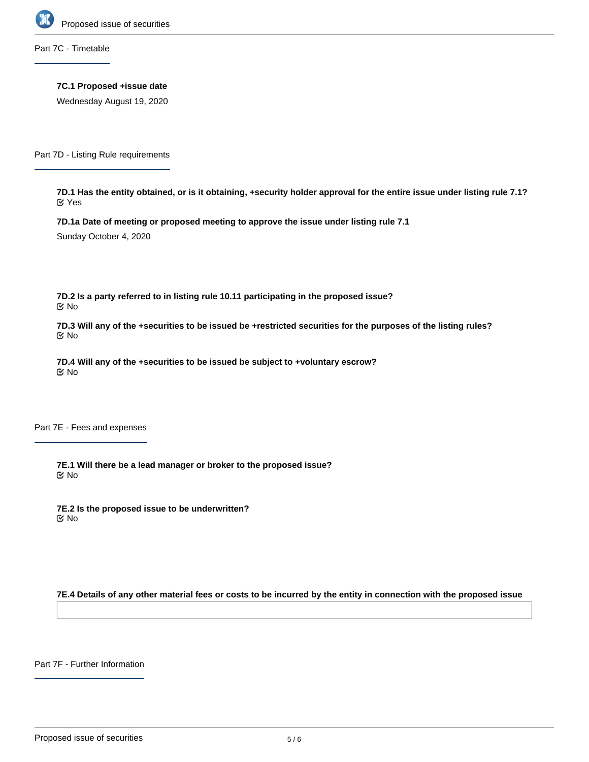## Part 7C - Timetable

**7C.1 Proposed +issue date**

Wednesday August 19, 2020

## Part 7D - Listing Rule requirements

**7D.1 Has the entity obtained, or is it obtaining, +security holder approval for the entire issue under listing rule 7.1?**

Yes

**7D.1a Date of meeting or proposed meeting to approve the issue under listing rule 7.1**

Sunday October 4, 2020

**7D.2 Is a party referred to in listing rule 10.11 participating in the proposed issue?**

No

**7D.3 Will any of the +securities to be issued be +restricted securities for the purposes of the listing rules?**

No

**7D.4 Will any of the +securities to be issued be subject to +voluntary escrow?**

No

## Part 7E - Fees and expenses

**7E.1 Will there be a lead manager or broker to the proposed issue?**

No

**7E.2 Is the proposed issue to be underwritten?**

No

**7E.4 Details of any other material fees or costs to be incurred by the entity in connection with the proposed issue**

## Part 7F - Further Information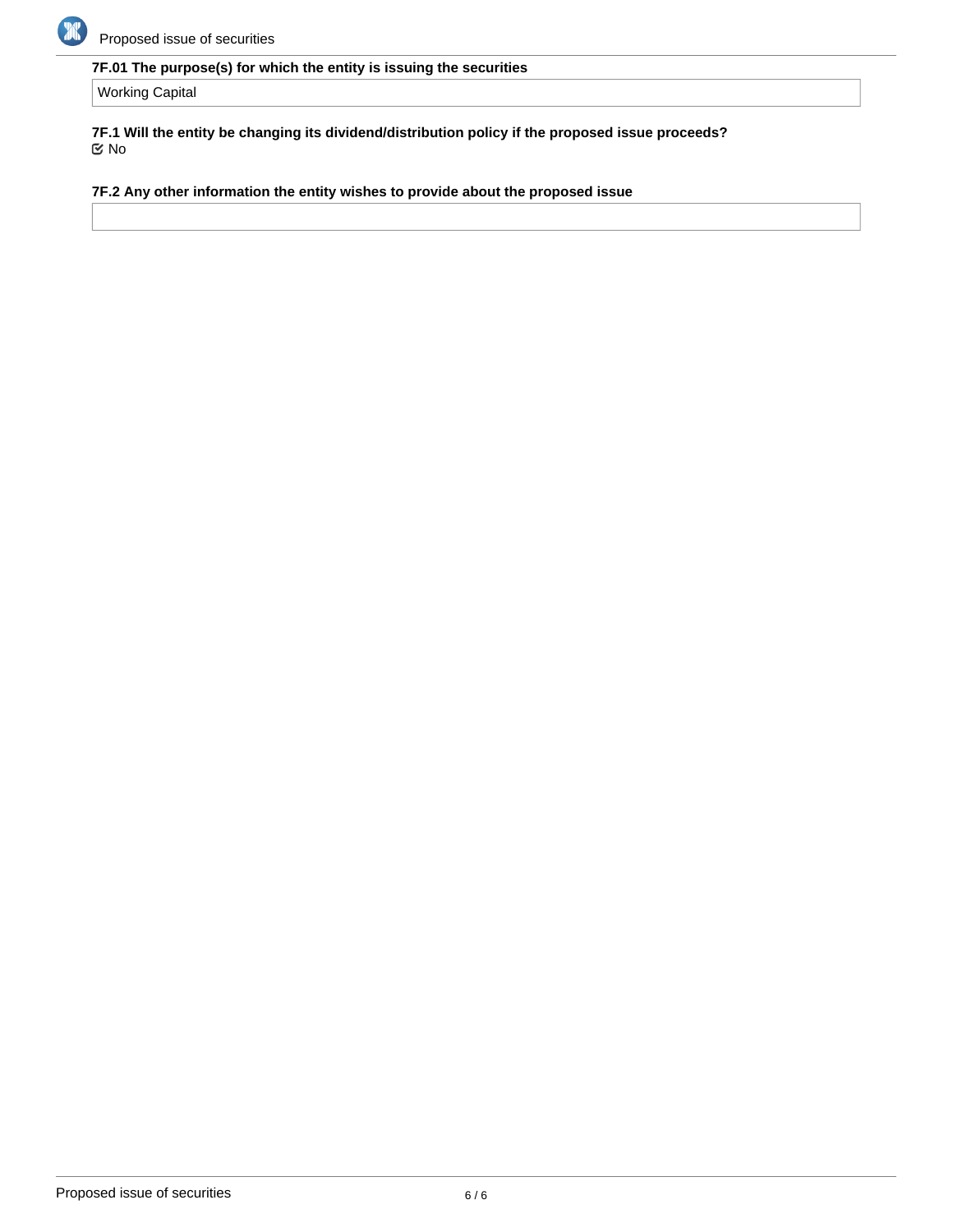**7F.01 The purpose(s) for which the entity is issuing the securities**

Working Capital

**7F.1 Will the entity be changing its dividend/distribution policy if the proposed issue proceeds?**

☑ No

**7F.2 Any other information the entity wishes to provide about the proposed issue**